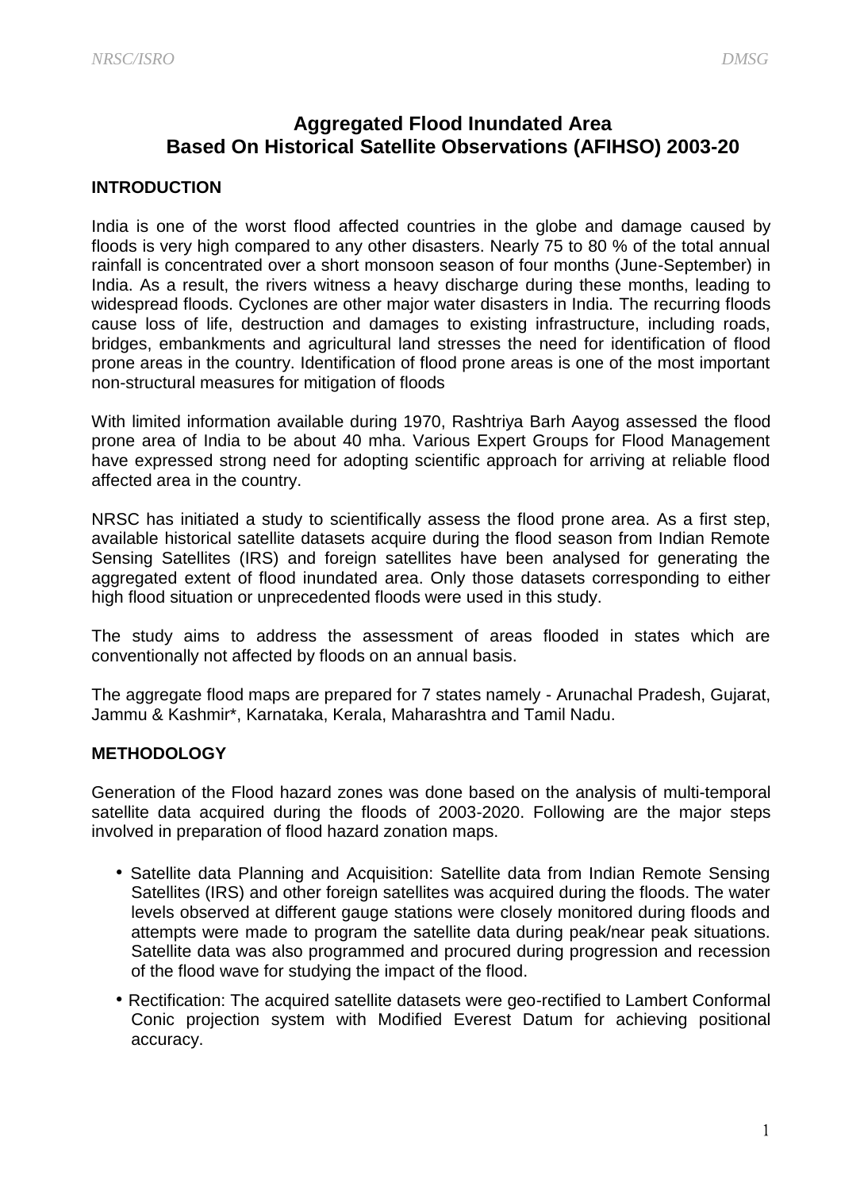# Aggregated Flood Inundated Area Based On Historical Satellite Observations (AFIHSO) 2003-20

## INTRODUCTION

India is one of the worst flood affected countries in the globe and damage caused by floods is very high compared to any other disasters. Nearly 75 to 80 % of the total annual rainfall is concentrated over a short monsoon season of four months (June-September) in India. As a result, the rivers witness a heavy discharge during these months, leading to widespread floods. Cyclones are other major water disasters in India. The recurring floods cause loss of life, destruction and damages to existing infrastructure, including roads, bridges, embankments and agricultural land stresses the need for identification of flood prone areas in the country. Identification of flood prone areas is one of the most important non-structural measures for mitigation of floods

With limited information available during 1970, Rashtriya Barh Aayog assessed the flood prone area of India to be about 40 mha. Various Expert Groups for Flood Management have expressed strong need for adopting scientific approach for arriving at reliable flood affected area in the country.

NRSC has initiated a study to scientifically assess the flood prone area. As a first step, available historical satellite datasets acquire during the flood season from Indian Remote Sensing Satellites (IRS) and foreign satellites have been analysed for generating the aggregated extent of flood inundated area. Only those datasets corresponding to either high flood situation or unprecedented floods were used in this study.

The study aims to address the assessment of areas flooded in states which are conventionally not affected by floods on an annual basis.

The aggregate flood maps are prepared for 7 states namely - Arunachal Pradesh, Gujarat, Jammu & Kashmir*, Karnataka, Kerala, Maharashtra and Tamil Nadu.

## METHODOLOGY

Generation of the Flood hazard zones was done based on the analysis of multi-temporal satellite data acquired during the floods of 2003-2020. Following are the major steps involved in preparation of flood hazard zonation maps.

- Satellite data Planning and Acquisition: Satellite data from Indian Remote Sensing Satellites (IRS) and other foreign satellites was acquired during the floods. The water levels observed at different gauge stations were closely monitored during floods and attempts were made to program the satellite data during peak/near peak situations. Satellite data was also programmed and procured during progression and recession of the flood wave for studying the impact of the flood.
- Rectification: The acquired satellite datasets were geo-rectified to Lambert Conformal Conic projection system with Modified Everest Datum for achieving positional accuracy.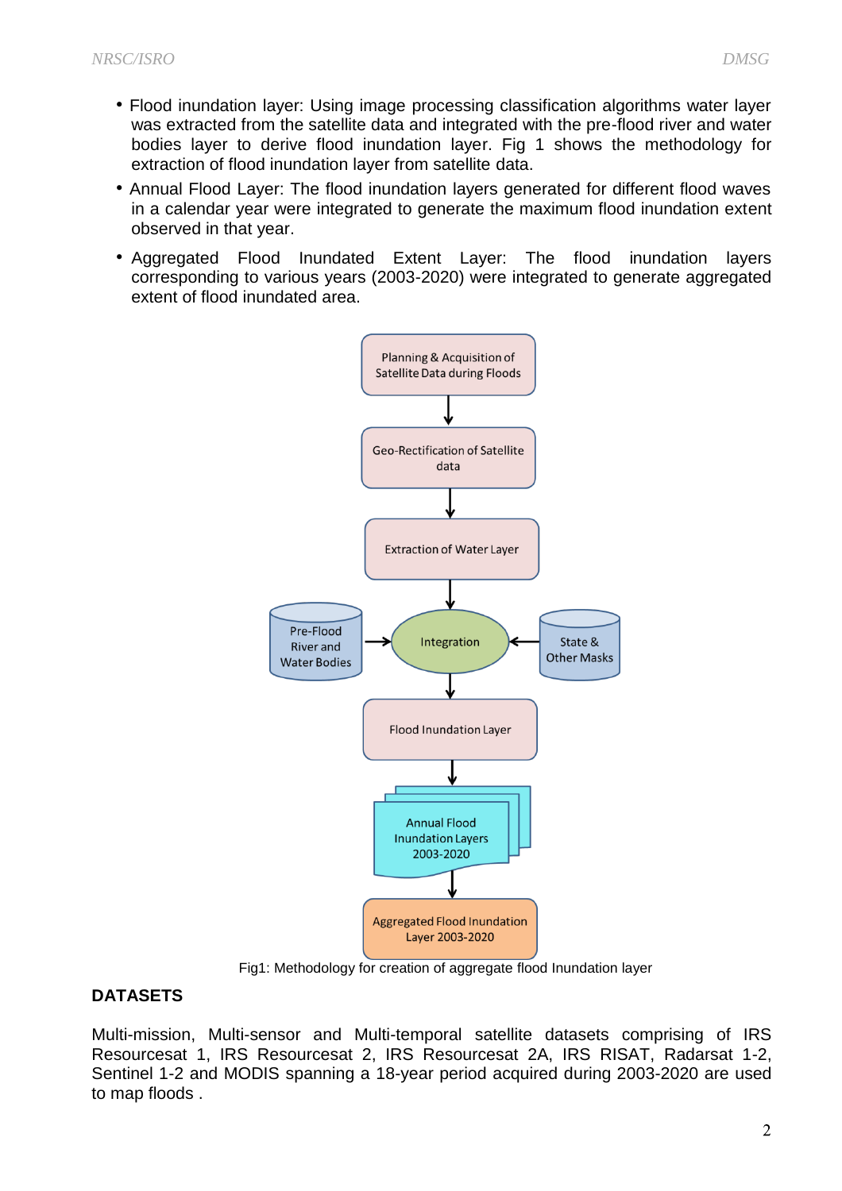- Flood inundation layer: Using image processing classification algorithms water layer was extracted from the satellite data and integrated with the pre-flood river and water bodies layer to derive flood inundation layer. Fig 1 shows the methodology for extraction of flood inundation layer from satellite data.
- Annual Flood Layer: The flood inundation layers generated for different flood waves in a calendar year were integrated to generate the maximum flood inundation extent observed in that year.
- Aggregated Flood Inundated Extent Layer: The flood inundation layers corresponding to various years (2003-2020) were integrated to generate aggregated extent of flood inundated area.

Planning & Acquisition of Satellite Data during Floods → Geo-Rectification of Satellite data → Extraction of Water Layer → Integration (with Pre-Flood River and Water Bodies; State & Other Masks) → Flood Inundation Layer → Annual Flood Inundation Layers 2003-2020 → Aggregated Flood Inundation Layer 2003-2020

Fig1: Methodology for creation of aggregate flood Inundation layer

## DATASETS

Multi-mission, Multi-sensor and Multi-temporal satellite datasets comprising of IRS Resourcesat 1, IRS Resourcesat 2, IRS Resourcesat 2A, IRS RISAT, Radarsat 1-2, Sentinel 1-2 and MODIS spanning a 18-year period acquired during 2003-2020 are used to map floods .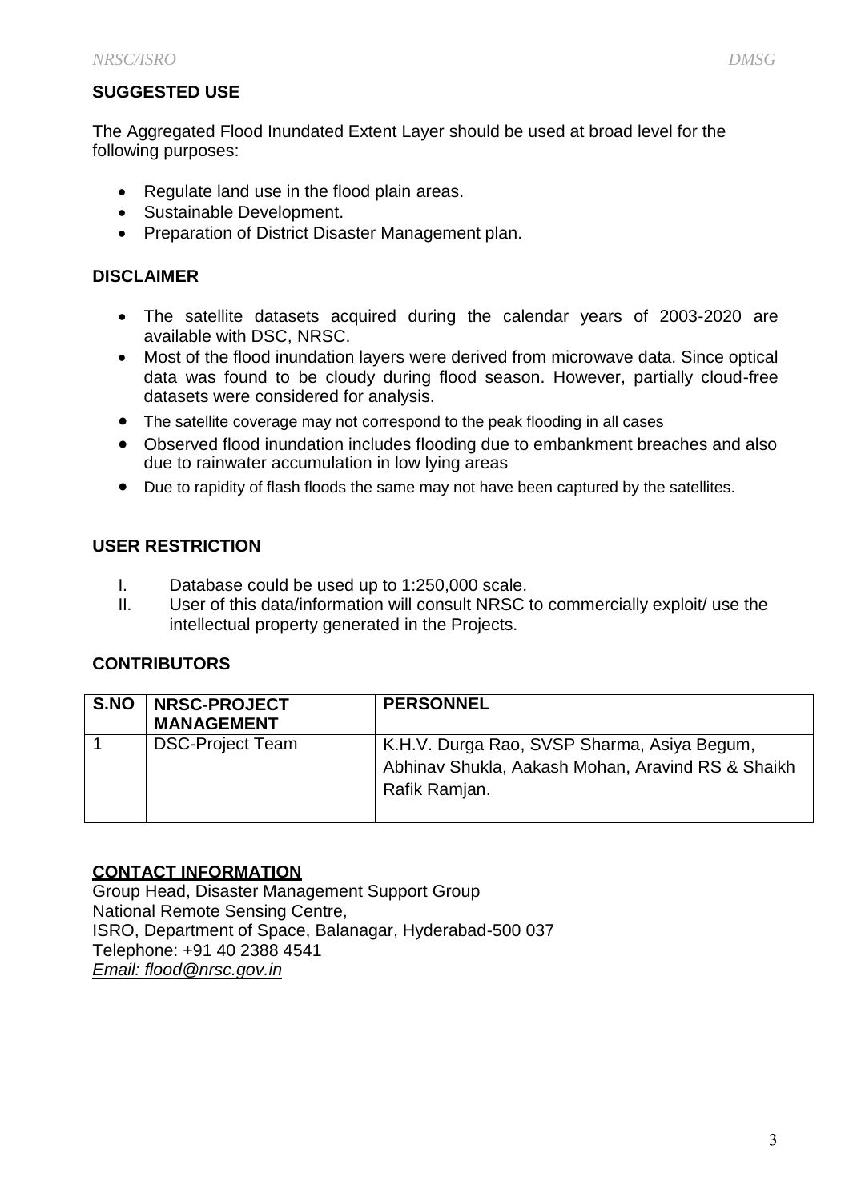## SUGGESTED USE

The Aggregated Flood Inundated Extent Layer should be used at broad level for the following purposes:

- Regulate land use in the flood plain areas.
- Sustainable Development.
- Preparation of District Disaster Management plan.

## DISCLAIMER

- The satellite datasets acquired during the calendar years of 2003-2020 are available with DSC, NRSC.
- Most of the flood inundation layers were derived from microwave data. Since optical data was found to be cloudy during flood season. However, partially cloud-free datasets were considered for analysis.
- The satellite coverage may not correspond to the peak flooding in all cases
- Observed flood inundation includes flooding due to embankment breaches and also due to rainwater accumulation in low lying areas
- Due to rapidity of flash floods the same may not have been captured by the satellites.

## USER RESTRICTION

I. Database could be used up to 1:250,000 scale.
II. User of this data/information will consult NRSC to commercially exploit/ use the intellectual property generated in the Projects.

## CONTRIBUTORS

| S.NO | NRSC-PROJECT MANAGEMENT | PERSONNEL |
|---|---|---|
| 1 | DSC-Project Team | K.H.V. Durga Rao, SVSP Sharma, Asiya Begum, Abhinav Shukla, Aakash Mohan, Aravind RS & Shaikh Rafik Ramjan. |

## CONTACT INFORMATION

Group Head, Disaster Management Support Group
National Remote Sensing Centre,
ISRO, Department of Space, Balanagar, Hyderabad-500 037
Telephone: +91 40 2388 4541
*Email: flood@nrsc.gov.in*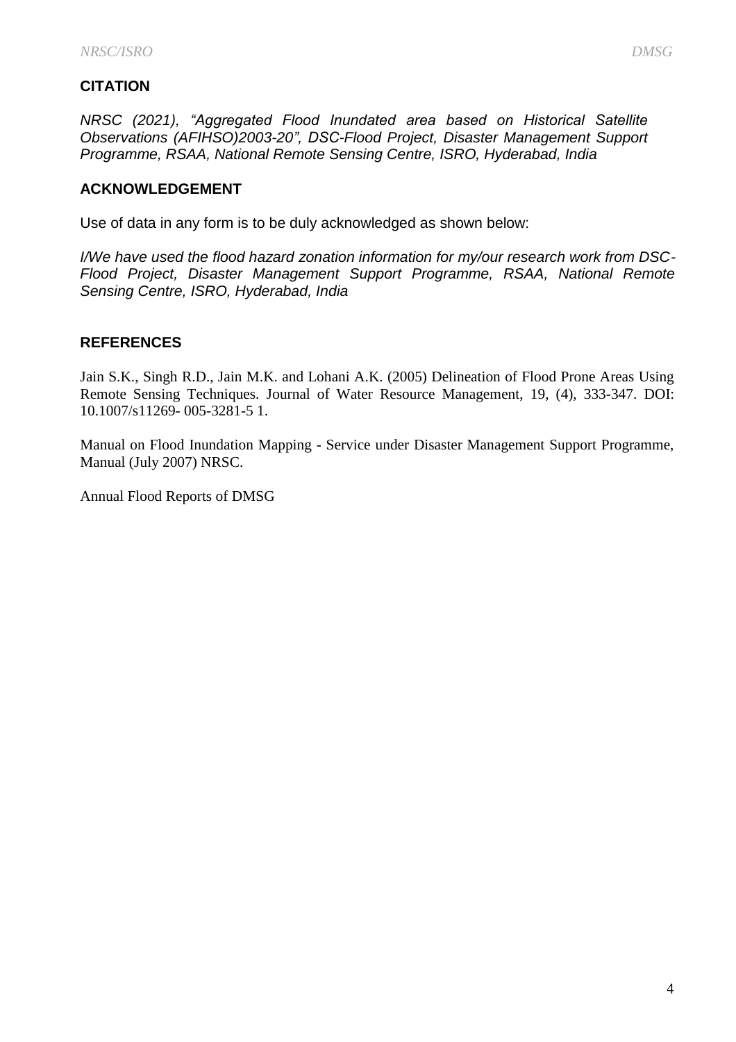## CITATION

*NRSC (2021), "Aggregated Flood Inundated area based on Historical Satellite Observations (AFIHSO)2003-20", DSC-Flood Project, Disaster Management Support Programme, RSAA, National Remote Sensing Centre, ISRO, Hyderabad, India*

## ACKNOWLEDGEMENT

Use of data in any form is to be duly acknowledged as shown below:

*I/We have used the flood hazard zonation information for my/our research work from DSC-Flood Project, Disaster Management Support Programme, RSAA, National Remote Sensing Centre, ISRO, Hyderabad, India*

## REFERENCES

Jain S.K., Singh R.D., Jain M.K. and Lohani A.K. (2005) Delineation of Flood Prone Areas Using Remote Sensing Techniques. Journal of Water Resource Management, 19, (4), 333-347. DOI: 10.1007/s11269- 005-3281-5 1.

Manual on Flood Inundation Mapping - Service under Disaster Management Support Programme, Manual (July 2007) NRSC.

Annual Flood Reports of DMSG